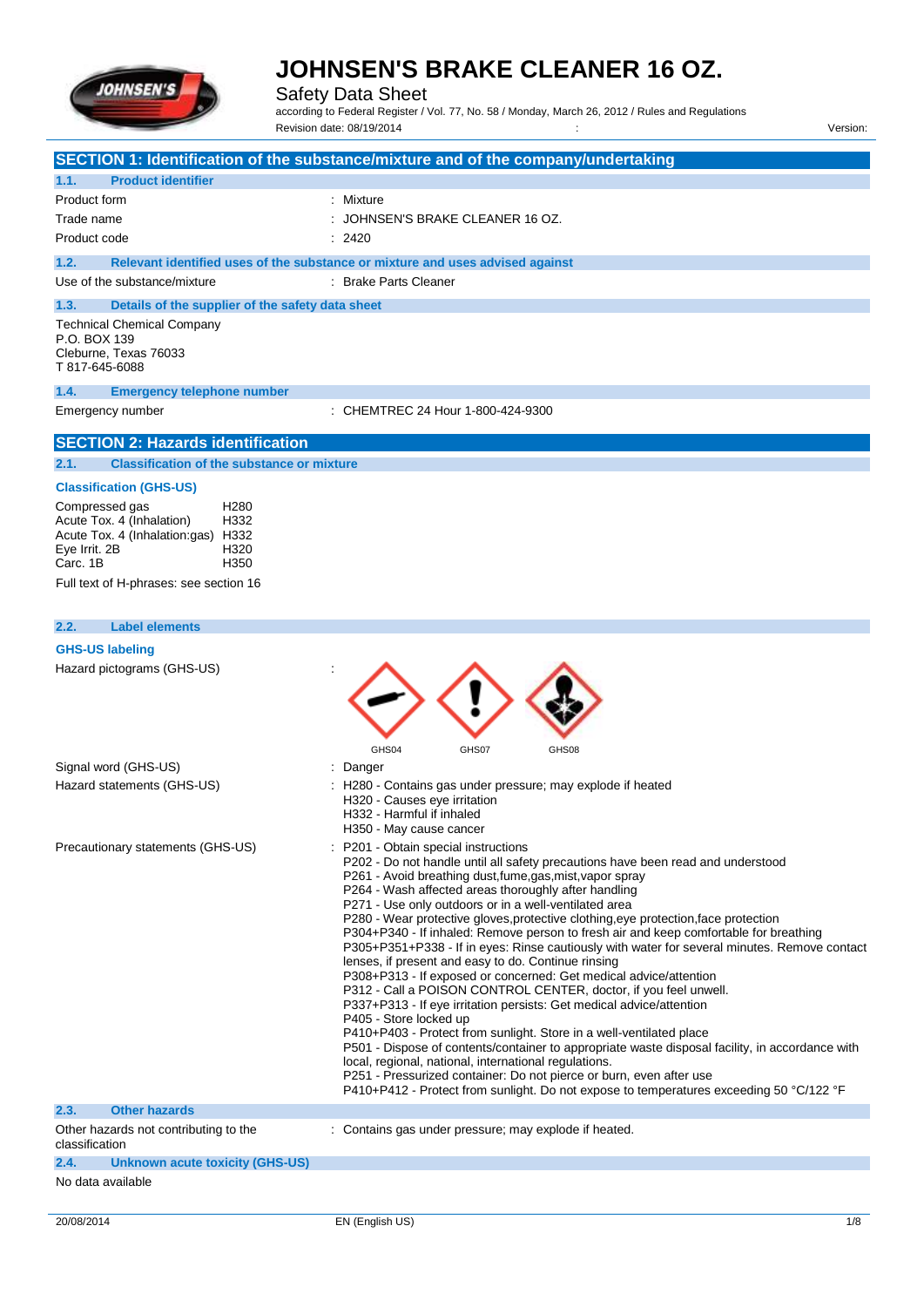# JOHNSEN'S BRAKE CLEANER 16 OZ.

Safety Data Sheet

according to Federal Register / Vol. 77, No. 58 / Monday, March 26, 2012 / Rules and Regulations

Revision date: 08/19/2014 : Version:

## SECTION 1: Identification of the substance/mixture and of the company/undertaking

### 1.1. Product identifier

| | |
|---|---|
| Product form | : Mixture |
| Trade name | : JOHNSEN'S BRAKE CLEANER 16 OZ. |
| Product code | : 2420 |

### 1.2. Relevant identified uses of the substance or mixture and uses advised against

| | |
|---|---|
| Use of the substance/mixture | : Brake Parts Cleaner |

### 1.3. Details of the supplier of the safety data sheet

Technical Chemical Company
P.O. BOX 139
Cleburne, Texas 76033
T 817-645-6088

### 1.4. Emergency telephone number

| | |
|---|---|
| Emergency number | : CHEMTREC 24 Hour 1-800-424-9300 |

## SECTION 2: Hazards identification

### 2.1. Classification of the substance or mixture

**Classification (GHS-US)**

| | |
|---|---|
| Compressed gas | H280 |
| Acute Tox. 4 (Inhalation) | H332 |
| Acute Tox. 4 (Inhalation:gas) | H332 |
| Eye Irrit. 2B | H320 |
| Carc. 1B | H350 |

Full text of H-phrases: see section 16

### 2.2. Label elements

**GHS-US labeling**

Hazard pictograms (GHS-US) :

GHS04 GHS07 GHS08

Signal word (GHS-US) : Danger

Hazard statements (GHS-US) :
- H280 - Contains gas under pressure; may explode if heated
- H320 - Causes eye irritation
- H332 - Harmful if inhaled
- H350 - May cause cancer

Precautionary statements (GHS-US) :
- P201 - Obtain special instructions
- P202 - Do not handle until all safety precautions have been read and understood
- P261 - Avoid breathing dust,fume,gas,mist,vapor spray
- P264 - Wash affected areas thoroughly after handling
- P271 - Use only outdoors or in a well-ventilated area
- P280 - Wear protective gloves,protective clothing,eye protection,face protection
- P304+P340 - If inhaled: Remove person to fresh air and keep comfortable for breathing
- P305+P351+P338 - If in eyes: Rinse cautiously with water for several minutes. Remove contact lenses, if present and easy to do. Continue rinsing
- P308+P313 - If exposed or concerned: Get medical advice/attention
- P312 - Call a POISON CONTROL CENTER, doctor, if you feel unwell.
- P337+P313 - If eye irritation persists: Get medical advice/attention
- P405 - Store locked up
- P410+P403 - Protect from sunlight. Store in a well-ventilated place
- P501 - Dispose of contents/container to appropriate waste disposal facility, in accordance with local, regional, national, international regulations.
- P251 - Pressurized container: Do not pierce or burn, even after use
- P410+P412 - Protect from sunlight. Do not expose to temperatures exceeding 50 °C/122 °F

### 2.3. Other hazards

| | |
|---|---|
| Other hazards not contributing to the classification | : Contains gas under pressure; may explode if heated. |

### 2.4. Unknown acute toxicity (GHS-US)

No data available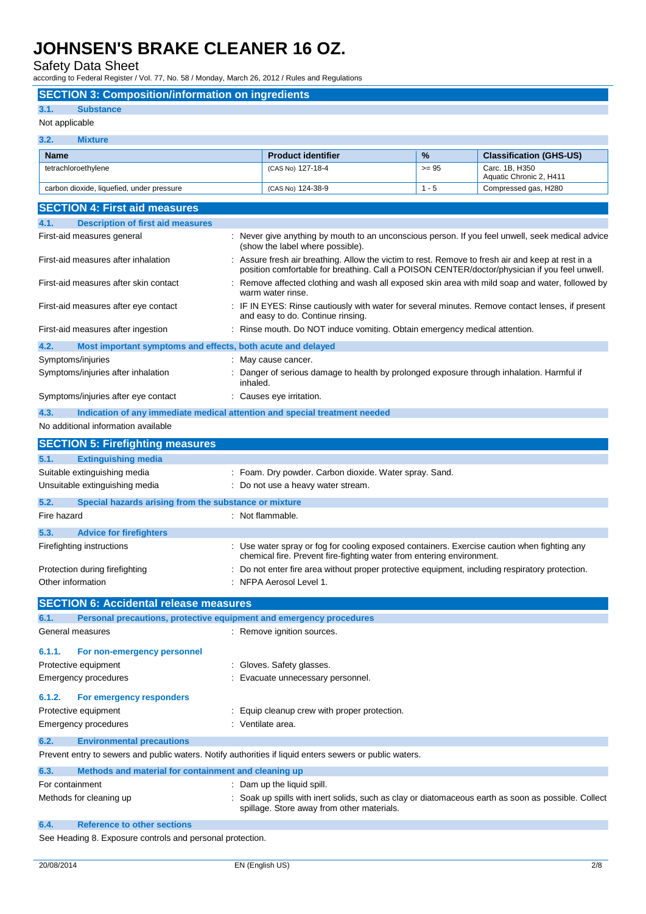## SECTION 3: Composition/information on ingredients

### 3.1. Substance

Not applicable

### 3.2. Mixture

| Name | Product identifier | % | Classification (GHS-US) |
|---|---|---|---|
| tetrachloroethylene | (CAS No) 127-18-4 | >= 95 | Carc. 1B, H350<br>Aquatic Chronic 2, H411 |
| carbon dioxide, liquefied, under pressure | (CAS No) 124-38-9 | 1 - 5 | Compressed gas, H280 |

## SECTION 4: First aid measures

### 4.1. Description of first aid measures

| | |
|---|---|
| First-aid measures general | : Never give anything by mouth to an unconscious person. If you feel unwell, seek medical advice (show the label where possible). |
| First-aid measures after inhalation | : Assure fresh air breathing. Allow the victim to rest. Remove to fresh air and keep at rest in a position comfortable for breathing. Call a POISON CENTER/doctor/physician if you feel unwell. |
| First-aid measures after skin contact | : Remove affected clothing and wash all exposed skin area with mild soap and water, followed by warm water rinse. |
| First-aid measures after eye contact | : IF IN EYES: Rinse cautiously with water for several minutes. Remove contact lenses, if present and easy to do. Continue rinsing. |
| First-aid measures after ingestion | : Rinse mouth. Do NOT induce vomiting. Obtain emergency medical attention. |

### 4.2. Most important symptoms and effects, both acute and delayed

| | |
|---|---|
| Symptoms/injuries | : May cause cancer. |
| Symptoms/injuries after inhalation | : Danger of serious damage to health by prolonged exposure through inhalation. Harmful if inhaled. |
| Symptoms/injuries after eye contact | : Causes eye irritation. |

### 4.3. Indication of any immediate medical attention and special treatment needed

No additional information available

## SECTION 5: Firefighting measures

### 5.1. Extinguishing media

| | |
|---|---|
| Suitable extinguishing media | : Foam. Dry powder. Carbon dioxide. Water spray. Sand. |
| Unsuitable extinguishing media | : Do not use a heavy water stream. |

### 5.2. Special hazards arising from the substance or mixture

| | |
|---|---|
| Fire hazard | : Not flammable. |

### 5.3. Advice for firefighters

| | |
|---|---|
| Firefighting instructions | : Use water spray or fog for cooling exposed containers. Exercise caution when fighting any chemical fire. Prevent fire-fighting water from entering environment. |
| Protection during firefighting | : Do not enter fire area without proper protective equipment, including respiratory protection. |
| Other information | : NFPA Aerosol Level 1. |

## SECTION 6: Accidental release measures

### 6.1. Personal precautions, protective equipment and emergency procedures

| | |
|---|---|
| General measures | : Remove ignition sources. |

#### 6.1.1. For non-emergency personnel

| | |
|---|---|
| Protective equipment | : Gloves. Safety glasses. |
| Emergency procedures | : Evacuate unnecessary personnel. |

#### 6.1.2. For emergency responders

| | |
|---|---|
| Protective equipment | : Equip cleanup crew with proper protection. |
| Emergency procedures | : Ventilate area. |

### 6.2. Environmental precautions

Prevent entry to sewers and public waters. Notify authorities if liquid enters sewers or public waters.

### 6.3. Methods and material for containment and cleaning up

| | |
|---|---|
| For containment | : Dam up the liquid spill. |
| Methods for cleaning up | : Soak up spills with inert solids, such as clay or diatomaceous earth as soon as possible. Collect spillage. Store away from other materials. |

### 6.4. Reference to other sections

See Heading 8. Exposure controls and personal protection.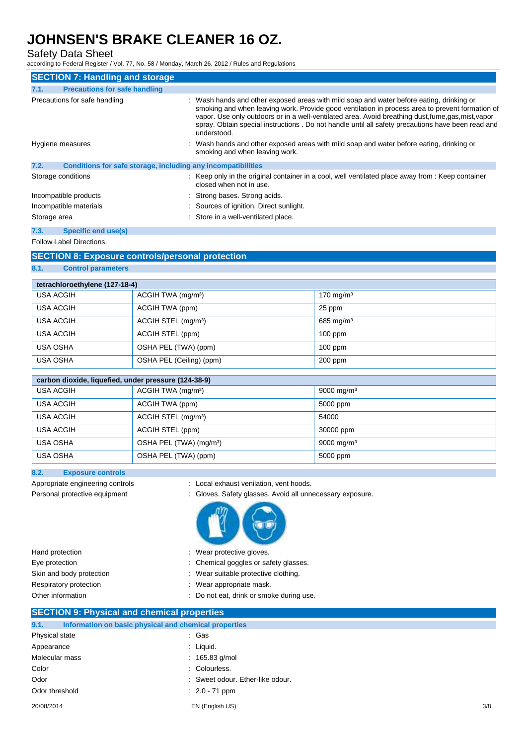# JOHNSEN'S BRAKE CLEANER 16 OZ.

Safety Data Sheet

according to Federal Register / Vol. 77, No. 58 / Monday, March 26, 2012 / Rules and Regulations

## SECTION 7: Handling and storage

### 7.1. Precautions for safe handling

Precautions for safe handling : Wash hands and other exposed areas with mild soap and water before eating, drinking or smoking and when leaving work. Provide good ventilation in process area to prevent formation of vapor. Use only outdoors or in a well-ventilated area. Avoid breathing dust,fume,gas,mist,vapor spray. Obtain special instructions . Do not handle until all safety precautions have been read and understood.

Hygiene measures : Wash hands and other exposed areas with mild soap and water before eating, drinking or smoking and when leaving work.

### 7.2. Conditions for safe storage, including any incompatibilities

Storage conditions : Keep only in the original container in a cool, well ventilated place away from : Keep container closed when not in use.

Incompatible products : Strong bases. Strong acids.

Incompatible materials : Sources of ignition. Direct sunlight.

Storage area : Store in a well-ventilated place.

### 7.3. Specific end use(s)

Follow Label Directions.

## SECTION 8: Exposure controls/personal protection

### 8.1. Control parameters

| tetrachloroethylene (127-18-4) | | |
|---|---|---|
| USA ACGIH | ACGIH TWA (mg/m³) | 170 mg/m³ |
| USA ACGIH | ACGIH TWA (ppm) | 25 ppm |
| USA ACGIH | ACGIH STEL (mg/m³) | 685 mg/m³ |
| USA ACGIH | ACGIH STEL (ppm) | 100 ppm |
| USA OSHA | OSHA PEL (TWA) (ppm) | 100 ppm |
| USA OSHA | OSHA PEL (Ceiling) (ppm) | 200 ppm |

| carbon dioxide, liquefied, under pressure (124-38-9) | | |
|---|---|---|
| USA ACGIH | ACGIH TWA (mg/m³) | 9000 mg/m³ |
| USA ACGIH | ACGIH TWA (ppm) | 5000 ppm |
| USA ACGIH | ACGIH STEL (mg/m³) | 54000 |
| USA ACGIH | ACGIH STEL (ppm) | 30000 ppm |
| USA OSHA | OSHA PEL (TWA) (mg/m³) | 9000 mg/m³ |
| USA OSHA | OSHA PEL (TWA) (ppm) | 5000 ppm |

### 8.2. Exposure controls

Appropriate engineering controls : Local exhaust venilation, vent hoods.

Personal protective equipment : Gloves. Safety glasses. Avoid all unnecessary exposure.

Hand protection : Wear protective gloves.

Eye protection : Chemical goggles or safety glasses.

Skin and body protection : Wear suitable protective clothing.

Respiratory protection : Wear appropriate mask.

Other information : Do not eat, drink or smoke during use.

## SECTION 9: Physical and chemical properties

### 9.1. Information on basic physical and chemical properties

Physical state : Gas

Appearance : Liquid.

Molecular mass : 165.83 g/mol

Color : Colourless.

Odor : Sweet odour. Ether-like odour.

Odor threshold : 2.0 - 71 ppm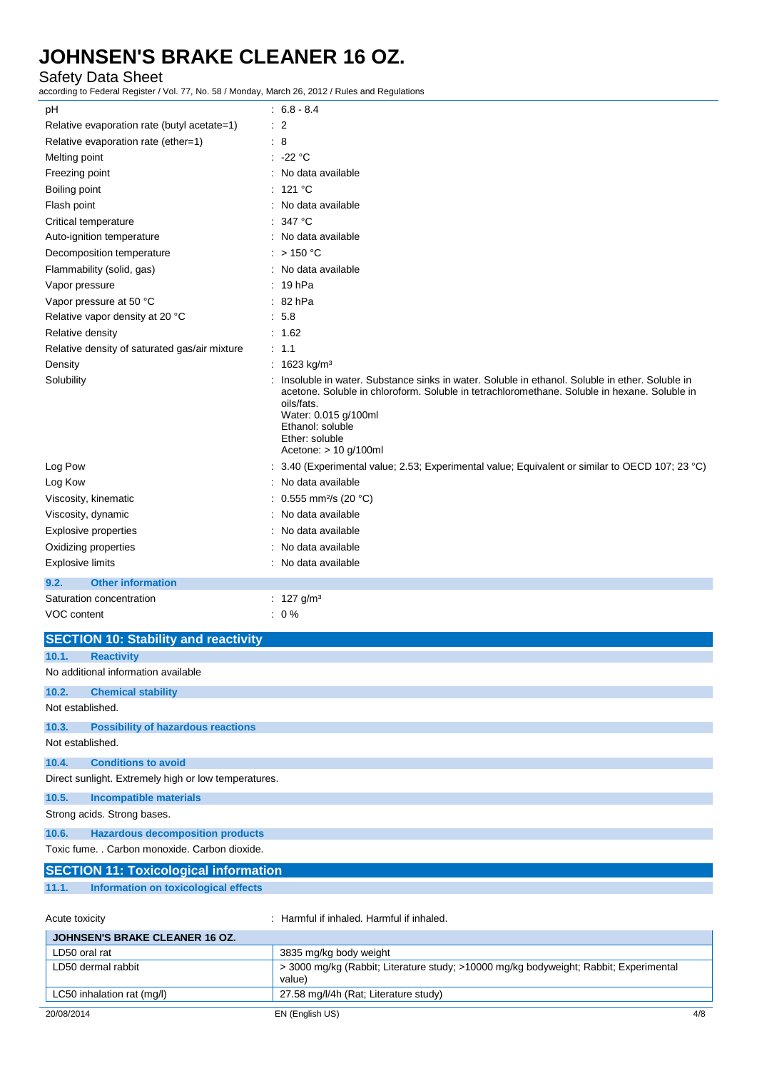| | |
|---|---|
| pH | : 6.8 - 8.4 |
| Relative evaporation rate (butyl acetate=1) | : 2 |
| Relative evaporation rate (ether=1) | : 8 |
| Melting point | : -22 °C |
| Freezing point | : No data available |
| Boiling point | : 121 °C |
| Flash point | : No data available |
| Critical temperature | : 347 °C |
| Auto-ignition temperature | : No data available |
| Decomposition temperature | : > 150 °C |
| Flammability (solid, gas) | : No data available |
| Vapor pressure | : 19 hPa |
| Vapor pressure at 50 °C | : 82 hPa |
| Relative vapor density at 20 °C | : 5.8 |
| Relative density | : 1.62 |
| Relative density of saturated gas/air mixture | : 1.1 |
| Density | : 1623 kg/m³ |
| Solubility | : Insoluble in water. Substance sinks in water. Soluble in ethanol. Soluble in ether. Soluble in acetone. Soluble in chloroform. Soluble in tetrachloromethane. Soluble in hexane. Soluble in oils/fats.<br>Water: 0.015 g/100ml<br>Ethanol: soluble<br>Ether: soluble<br>Acetone: > 10 g/100ml |
| Log Pow | : 3.40 (Experimental value; 2.53; Experimental value; Equivalent or similar to OECD 107; 23 °C) |
| Log Kow | : No data available |
| Viscosity, kinematic | : 0.555 mm²/s (20 °C) |
| Viscosity, dynamic | : No data available |
| Explosive properties | : No data available |
| Oxidizing properties | : No data available |
| Explosive limits | : No data available |

### 9.2. Other information

| | |
|---|---|
| Saturation concentration | : 127 g/m³ |
| VOC content | : 0 % |

## SECTION 10: Stability and reactivity

### 10.1. Reactivity

No additional information available

### 10.2. Chemical stability

Not established.

### 10.3. Possibility of hazardous reactions

Not established.

### 10.4. Conditions to avoid

Direct sunlight. Extremely high or low temperatures.

### 10.5. Incompatible materials

Strong acids. Strong bases.

### 10.6. Hazardous decomposition products

Toxic fume. . Carbon monoxide. Carbon dioxide.

## SECTION 11: Toxicological information

### 11.1. Information on toxicological effects

Acute toxicity : Harmful if inhaled. Harmful if inhaled.

| JOHNSEN'S BRAKE CLEANER 16 OZ. | |
|---|---|
| LD50 oral rat | 3835 mg/kg body weight |
| LD50 dermal rabbit | > 3000 mg/kg (Rabbit; Literature study; >10000 mg/kg bodyweight; Rabbit; Experimental value) |
| LC50 inhalation rat (mg/l) | 27.58 mg/l/4h (Rat; Literature study) |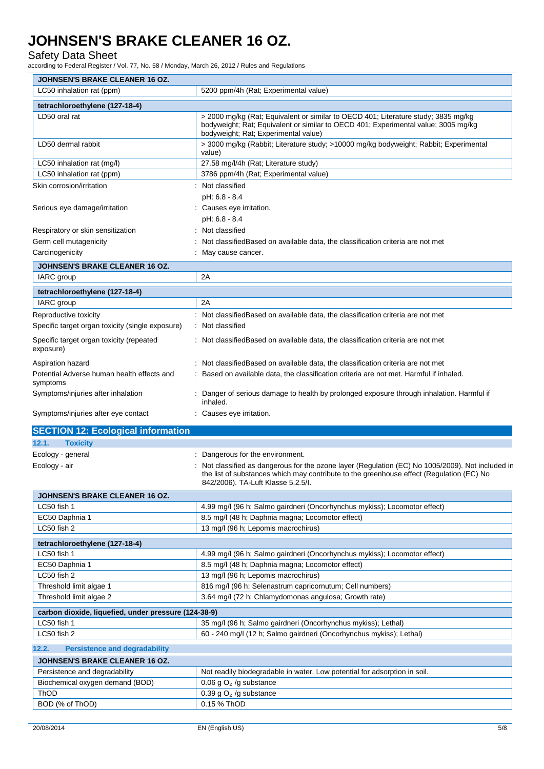| JOHNSEN'S BRAKE CLEANER 16 OZ. | |
|---|---|
| LC50 inhalation rat (ppm) | 5200 ppm/4h (Rat; Experimental value) |

| tetrachloroethylene (127-18-4) | |
|---|---|
| LD50 oral rat | > 2000 mg/kg (Rat; Equivalent or similar to OECD 401; Literature study; 3835 mg/kg bodyweight; Rat; Equivalent or similar to OECD 401; Experimental value; 3005 mg/kg bodyweight; Rat; Experimental value) |
| LD50 dermal rabbit | > 3000 mg/kg (Rabbit; Literature study; >10000 mg/kg bodyweight; Rabbit; Experimental value) |
| LC50 inhalation rat (mg/l) | 27.58 mg/l/4h (Rat; Literature study) |
| LC50 inhalation rat (ppm) | 3786 ppm/4h (Rat; Experimental value) |

Skin corrosion/irritation : Not classified

pH: 6.8 - 8.4

Serious eye damage/irritation : Causes eye irritation.

pH: 6.8 - 8.4

Respiratory or skin sensitization : Not classified

Germ cell mutagenicity : Not classifiedBased on available data, the classification criteria are not met

Carcinogenicity : May cause cancer.

| JOHNSEN'S BRAKE CLEANER 16 OZ. | |
|---|---|
| IARC group | 2A |

| tetrachloroethylene (127-18-4) | |
|---|---|
| IARC group | 2A |

Reproductive toxicity : Not classifiedBased on available data, the classification criteria are not met

Specific target organ toxicity (single exposure) : Not classified

Specific target organ toxicity (repeated exposure) : Not classifiedBased on available data, the classification criteria are not met

Aspiration hazard : Not classifiedBased on available data, the classification criteria are not met

Potential Adverse human health effects and symptoms : Based on available data, the classification criteria are not met. Harmful if inhaled.

Symptoms/injuries after inhalation : Danger of serious damage to health by prolonged exposure through inhalation. Harmful if inhaled.

Symptoms/injuries after eye contact : Causes eye irritation.

## SECTION 12: Ecological information

### 12.1. Toxicity

Ecology - general : Dangerous for the environment.

Ecology - air : Not classified as dangerous for the ozone layer (Regulation (EC) No 1005/2009). Not included in the list of substances which may contribute to the greenhouse effect (Regulation (EC) No 842/2006). TA-Luft Klasse 5.2.5/I.

| JOHNSEN'S BRAKE CLEANER 16 OZ. | |
|---|---|
| LC50 fish 1 | 4.99 mg/l (96 h; Salmo gairdneri (Oncorhynchus mykiss); Locomotor effect) |
| EC50 Daphnia 1 | 8.5 mg/l (48 h; Daphnia magna; Locomotor effect) |
| LC50 fish 2 | 13 mg/l (96 h; Lepomis macrochirus) |

| tetrachloroethylene (127-18-4) | |
|---|---|
| LC50 fish 1 | 4.99 mg/l (96 h; Salmo gairdneri (Oncorhynchus mykiss); Locomotor effect) |
| EC50 Daphnia 1 | 8.5 mg/l (48 h; Daphnia magna; Locomotor effect) |
| LC50 fish 2 | 13 mg/l (96 h; Lepomis macrochirus) |
| Threshold limit algae 1 | 816 mg/l (96 h; Selenastrum capricornutum; Cell numbers) |
| Threshold limit algae 2 | 3.64 mg/l (72 h; Chlamydomonas angulosa; Growth rate) |

| carbon dioxide, liquefied, under pressure (124-38-9) | |
|---|---|
| LC50 fish 1 | 35 mg/l (96 h; Salmo gairdneri (Oncorhynchus mykiss); Lethal) |
| LC50 fish 2 | 60 - 240 mg/l (12 h; Salmo gairdneri (Oncorhynchus mykiss); Lethal) |

### 12.2. Persistence and degradability

| JOHNSEN'S BRAKE CLEANER 16 OZ. | |
|---|---|
| Persistence and degradability | Not readily biodegradable in water. Low potential for adsorption in soil. |
| Biochemical oxygen demand (BOD) | 0.06 g $O_2$ /g substance |
| ThOD | 0.39 g $O_2$ /g substance |
| BOD (% of ThOD) | 0.15 % ThOD |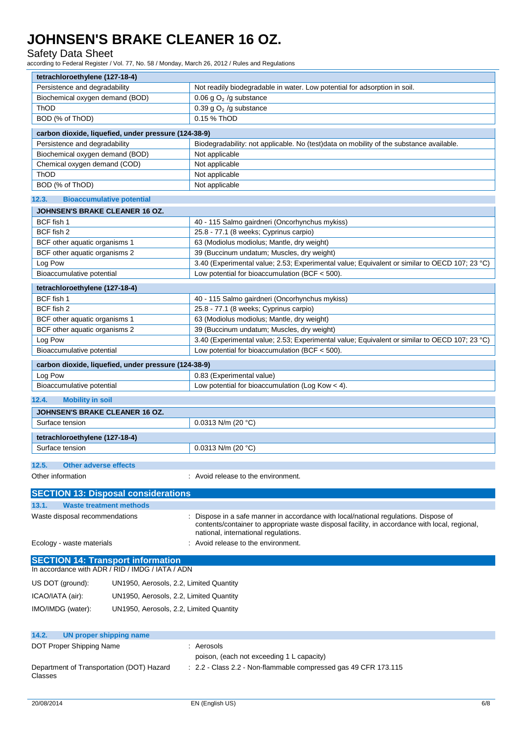| tetrachloroethylene (127-18-4) | |
|---|---|
| Persistence and degradability | Not readily biodegradable in water. Low potential for adsorption in soil. |
| Biochemical oxygen demand (BOD) | 0.06 g $O_2$ /g substance |
| ThOD | 0.39 g $O_2$ /g substance |
| BOD (% of ThOD) | 0.15 % ThOD |

| carbon dioxide, liquefied, under pressure (124-38-9) | |
|---|---|
| Persistence and degradability | Biodegradability: not applicable. No (test)data on mobility of the substance available. |
| Biochemical oxygen demand (BOD) | Not applicable |
| Chemical oxygen demand (COD) | Not applicable |
| ThOD | Not applicable |
| BOD (% of ThOD) | Not applicable |

### 12.3. Bioaccumulative potential

| JOHNSEN'S BRAKE CLEANER 16 OZ. | |
|---|---|
| BCF fish 1 | 40 - 115 Salmo gairdneri (Oncorhynchus mykiss) |
| BCF fish 2 | 25.8 - 77.1 (8 weeks; Cyprinus carpio) |
| BCF other aquatic organisms 1 | 63 (Modiolus modiolus; Mantle, dry weight) |
| BCF other aquatic organisms 2 | 39 (Buccinum undatum; Muscles, dry weight) |
| Log Pow | 3.40 (Experimental value; 2.53; Experimental value; Equivalent or similar to OECD 107; 23 °C) |
| Bioaccumulative potential | Low potential for bioaccumulation (BCF < 500). |

| tetrachloroethylene (127-18-4) | |
|---|---|
| BCF fish 1 | 40 - 115 Salmo gairdneri (Oncorhynchus mykiss) |
| BCF fish 2 | 25.8 - 77.1 (8 weeks; Cyprinus carpio) |
| BCF other aquatic organisms 1 | 63 (Modiolus modiolus; Mantle, dry weight) |
| BCF other aquatic organisms 2 | 39 (Buccinum undatum; Muscles, dry weight) |
| Log Pow | 3.40 (Experimental value; 2.53; Experimental value; Equivalent or similar to OECD 107; 23 °C) |
| Bioaccumulative potential | Low potential for bioaccumulation (BCF < 500). |

| carbon dioxide, liquefied, under pressure (124-38-9) | |
|---|---|
| Log Pow | 0.83 (Experimental value) |
| Bioaccumulative potential | Low potential for bioaccumulation (Log Kow < 4). |

### 12.4. Mobility in soil

| JOHNSEN'S BRAKE CLEANER 16 OZ. | |
|---|---|
| Surface tension | 0.0313 N/m (20 °C) |

| tetrachloroethylene (127-18-4) | |
|---|---|
| Surface tension | 0.0313 N/m (20 °C) |

### 12.5. Other adverse effects

Other information : Avoid release to the environment.

## SECTION 13: Disposal considerations

### 13.1. Waste treatment methods

Waste disposal recommendations : Dispose in a safe manner in accordance with local/national regulations. Dispose of contents/container to appropriate waste disposal facility, in accordance with local, regional, national, international regulations.

Ecology - waste materials : Avoid release to the environment.

## SECTION 14: Transport information

In accordance with ADR / RID / IMDG / IATA / ADN

US DOT (ground): UN1950, Aerosols, 2.2, Limited Quantity

ICAO/IATA (air): UN1950, Aerosols, 2.2, Limited Quantity

IMO/IMDG (water): UN1950, Aerosols, 2.2, Limited Quantity

### 14.2. UN proper shipping name

DOT Proper Shipping Name : Aerosols
poison, (each not exceeding 1 L capacity)

Department of Transportation (DOT) Hazard Classes : 2.2 - Class 2.2 - Non-flammable compressed gas 49 CFR 173.115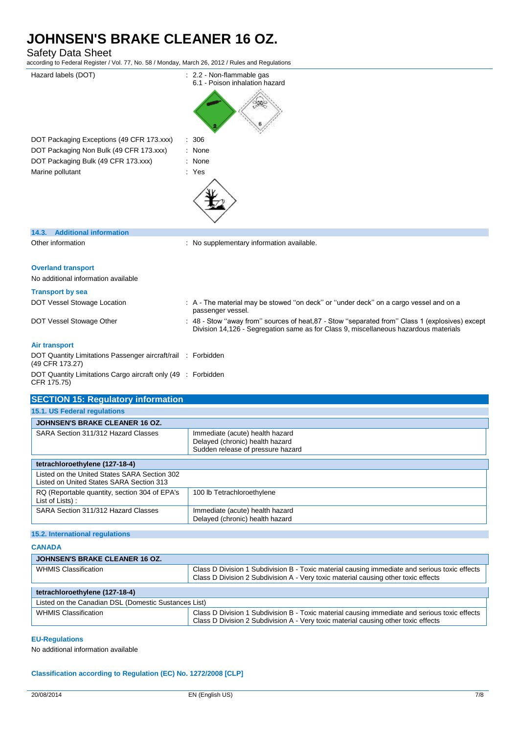| | |
|---|---|
| Hazard labels (DOT) | : 2.2 - Non-flammable gas<br>6.1 - Poison inhalation hazard |
| DOT Packaging Exceptions (49 CFR 173.xxx) | : 306 |
| DOT Packaging Non Bulk (49 CFR 173.xxx) | : None |
| DOT Packaging Bulk (49 CFR 173.xxx) | : None |
| Marine pollutant | : Yes |

### 14.3. Additional information

Other information : No supplementary information available.

**Overland transport**

No additional information available

**Transport by sea**

| | |
|---|---|
| DOT Vessel Stowage Location | : A - The material may be stowed ''on deck'' or ''under deck'' on a cargo vessel and on a passenger vessel. |
| DOT Vessel Stowage Other | : 48 - Stow ''away from'' sources of heat,87 - Stow ''separated from'' Class 1 (explosives) except Division 14,126 - Segregation same as for Class 9, miscellaneous hazardous materials |

**Air transport**

| | |
|---|---|
| DOT Quantity Limitations Passenger aircraft/rail (49 CFR 173.27) | : Forbidden |
| DOT Quantity Limitations Cargo aircraft only (49 CFR 175.75) | : Forbidden |

## SECTION 15: Regulatory information

### 15.1. US Federal regulations

| JOHNSEN'S BRAKE CLEANER 16 OZ. | |
|---|---|
| SARA Section 311/312 Hazard Classes | Immediate (acute) health hazard<br>Delayed (chronic) health hazard<br>Sudden release of pressure hazard |

| tetrachloroethylene (127-18-4) | |
|---|---|
| Listed on the United States SARA Section 302<br>Listed on United States SARA Section 313 | |
| RQ (Reportable quantity, section 304 of EPA's List of Lists) : | 100 lb Tetrachloroethylene |
| SARA Section 311/312 Hazard Classes | Immediate (acute) health hazard<br>Delayed (chronic) health hazard |

### 15.2. International regulations

**CANADA**

| JOHNSEN'S BRAKE CLEANER 16 OZ. | |
|---|---|
| WHMIS Classification | Class D Division 1 Subdivision B - Toxic material causing immediate and serious toxic effects<br>Class D Division 2 Subdivision A - Very toxic material causing other toxic effects |

| tetrachloroethylene (127-18-4) | |
|---|---|
| Listed on the Canadian DSL (Domestic Substances List) | |
| WHMIS Classification | Class D Division 1 Subdivision B - Toxic material causing immediate and serious toxic effects<br>Class D Division 2 Subdivision A - Very toxic material causing other toxic effects |

**EU-Regulations**

No additional information available

**Classification according to Regulation (EC) No. 1272/2008 [CLP]**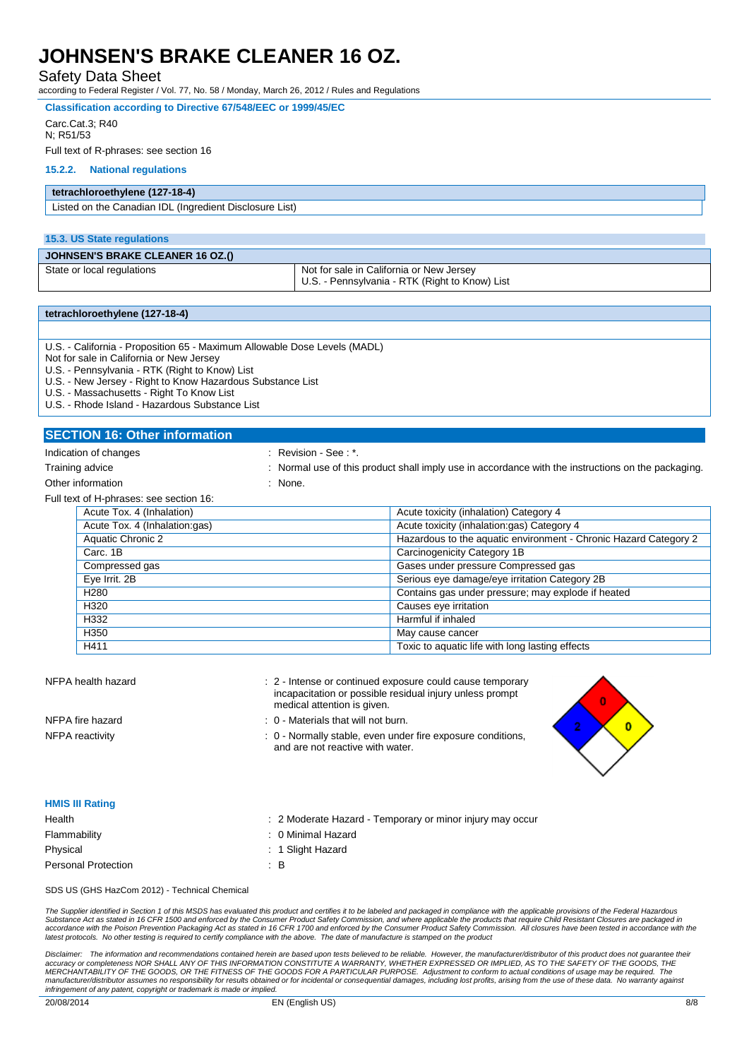**Classification according to Directive 67/548/EEC or 1999/45/EC**

Carc.Cat.3; R40
N; R51/53

Full text of R-phrases: see section 16

#### 15.2.2. National regulations

| tetrachloroethylene (127-18-4) |
| --- |
| Listed on the Canadian IDL (Ingredient Disclosure List) |

### 15.3. US State regulations

| JOHNSEN'S BRAKE CLEANER 16 OZ.() | |
| --- | --- |
| State or local regulations | Not for sale in California or New Jersey<br>U.S. - Pennsylvania - RTK (Right to Know) List |

| tetrachloroethylene (127-18-4) |
| --- |
| |
| U.S. - California - Proposition 65 - Maximum Allowable Dose Levels (MADL)<br>Not for sale in California or New Jersey<br>U.S. - Pennsylvania - RTK (Right to Know) List<br>U.S. - New Jersey - Right to Know Hazardous Substance List<br>U.S. - Massachusetts - Right To Know List<br>U.S. - Rhode Island - Hazardous Substance List |

## SECTION 16: Other information

Indication of changes : Revision - See : *.

Training advice : Normal use of this product shall imply use in accordance with the instructions on the packaging.

Other information : None.

Full text of H-phrases: see section 16:

| | |
| --- | --- |
| Acute Tox. 4 (Inhalation) | Acute toxicity (inhalation) Category 4 |
| Acute Tox. 4 (Inhalation:gas) | Acute toxicity (inhalation:gas) Category 4 |
| Aquatic Chronic 2 | Hazardous to the aquatic environment - Chronic Hazard Category 2 |
| Carc. 1B | Carcinogenicity Category 1B |
| Compressed gas | Gases under pressure Compressed gas |
| Eye Irrit. 2B | Serious eye damage/eye irritation Category 2B |
| H280 | Contains gas under pressure; may explode if heated |
| H320 | Causes eye irritation |
| H332 | Harmful if inhaled |
| H350 | May cause cancer |
| H411 | Toxic to aquatic life with long lasting effects |

NFPA health hazard : 2 - Intense or continued exposure could cause temporary incapacitation or possible residual injury unless prompt medical attention is given.

NFPA fire hazard : 0 - Materials that will not burn.

NFPA reactivity : 0 - Normally stable, even under fire exposure conditions, and are not reactive with water.

0
2
0

**HMIS III Rating**

Health : 2 Moderate Hazard - Temporary or minor injury may occur

Flammability : 0 Minimal Hazard

Physical : 1 Slight Hazard

Personal Protection : B

SDS US (GHS HazCom 2012) - Technical Chemical

*The Supplier identified in Section 1 of this MSDS has evaluated this product and certifies it to be labeled and packaged in compliance with the applicable provisions of the Federal Hazardous Substance Act as stated in 16 CFR 1500 and enforced by the Consumer Product Safety Commission, and where applicable the products that require Child Resistant Closures are packaged in accordance with the Poison Prevention Packaging Act as stated in 16 CFR 1700 and enforced by the Consumer Product Safety Commission. All closures have been tested in accordance with the latest protocols. No other testing is required to certify compliance with the above. The date of manufacture is stamped on the product*

*Disclaimer: The information and recommendations contained herein are based upon tests believed to be reliable. However, the manufacturer/distributor of this product does not guarantee their accuracy or completeness NOR SHALL ANY OF THIS INFORMATION CONSTITUTE A WARRANTY, WHETHER EXPRESSED OR IMPLIED, AS TO THE SAFETY OF THE GOODS, THE MERCHANTABILITY OF THE GOODS, OR THE FITNESS OF THE GOODS FOR A PARTICULAR PURPOSE. Adjustment to conform to actual conditions of usage may be required. The manufacturer/distributor assumes no responsibility for results obtained or for incidental or consequential damages, including lost profits, arising from the use of these data. No warranty against infringement of any patent, copyright or trademark is made or implied.*